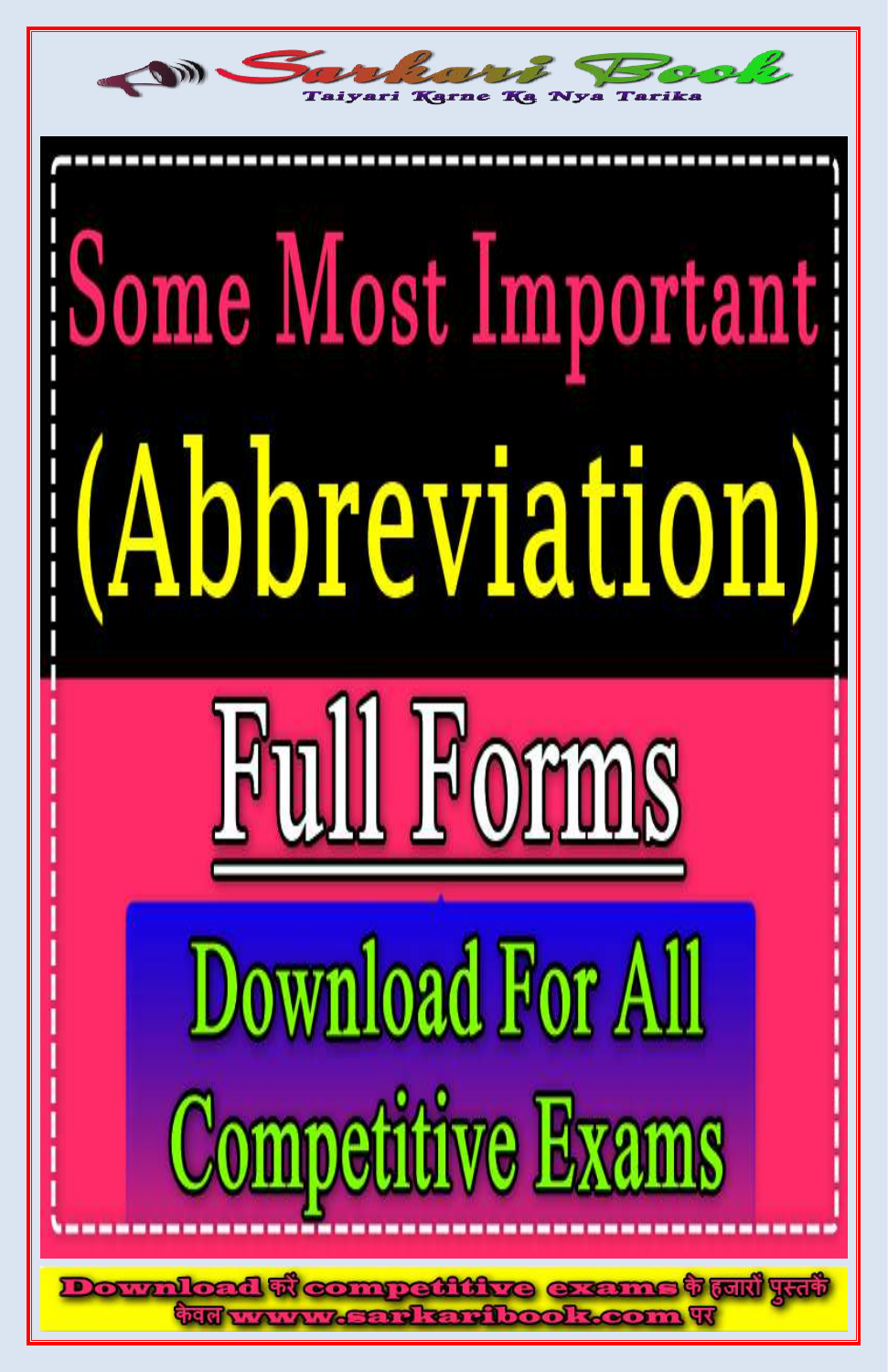# Sarkari Book

Taiyari Karne Ka Nya Tarika

# Some Most Important (Abbreviation)

## Full Forms

Download For All Competitive Exams

Download करें competitive exams के हजारों पुस्तकें केवल www.sarkaribook.com पर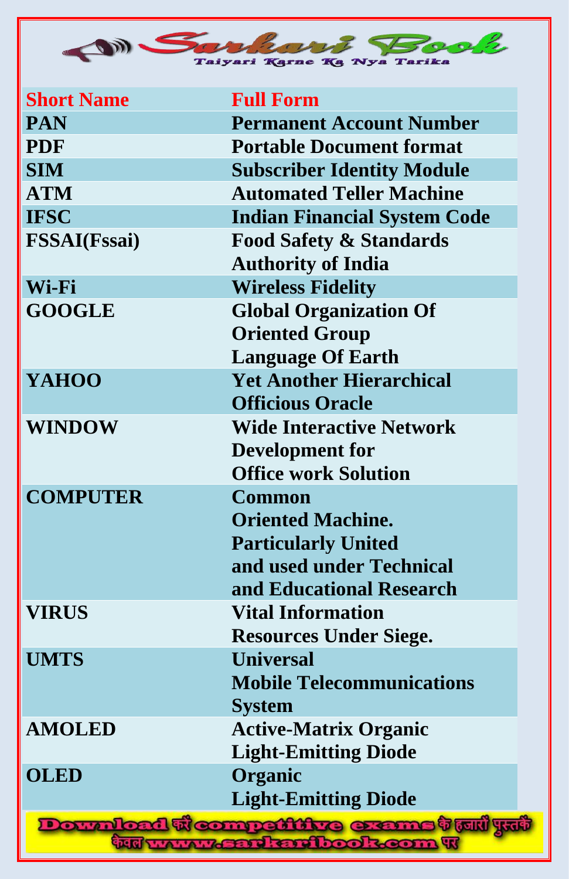| Short Name | Full Form |
|---|---|
| PAN | Permanent Account Number |
| PDF | Portable Document format |
| SIM | Subscriber Identity Module |
| ATM | Automated Teller Machine |
| IFSC | Indian Financial System Code |
| FSSAI(Fssai) | Food Safety & Standards Authority of India |
| Wi-Fi | Wireless Fidelity |
| GOOGLE | Global Organization Of Oriented Group Language Of Earth |
| YAHOO | Yet Another Hierarchical Officious Oracle |
| WINDOW | Wide Interactive Network Development for Office work Solution |
| COMPUTER | Common Oriented Machine. Particularly United and used under Technical and Educational Research |
| VIRUS | Vital Information Resources Under Siege. |
| UMTS | Universal Mobile Telecommunications System |
| AMOLED | Active-Matrix Organic Light-Emitting Diode |
| OLED | Organic Light-Emitting Diode |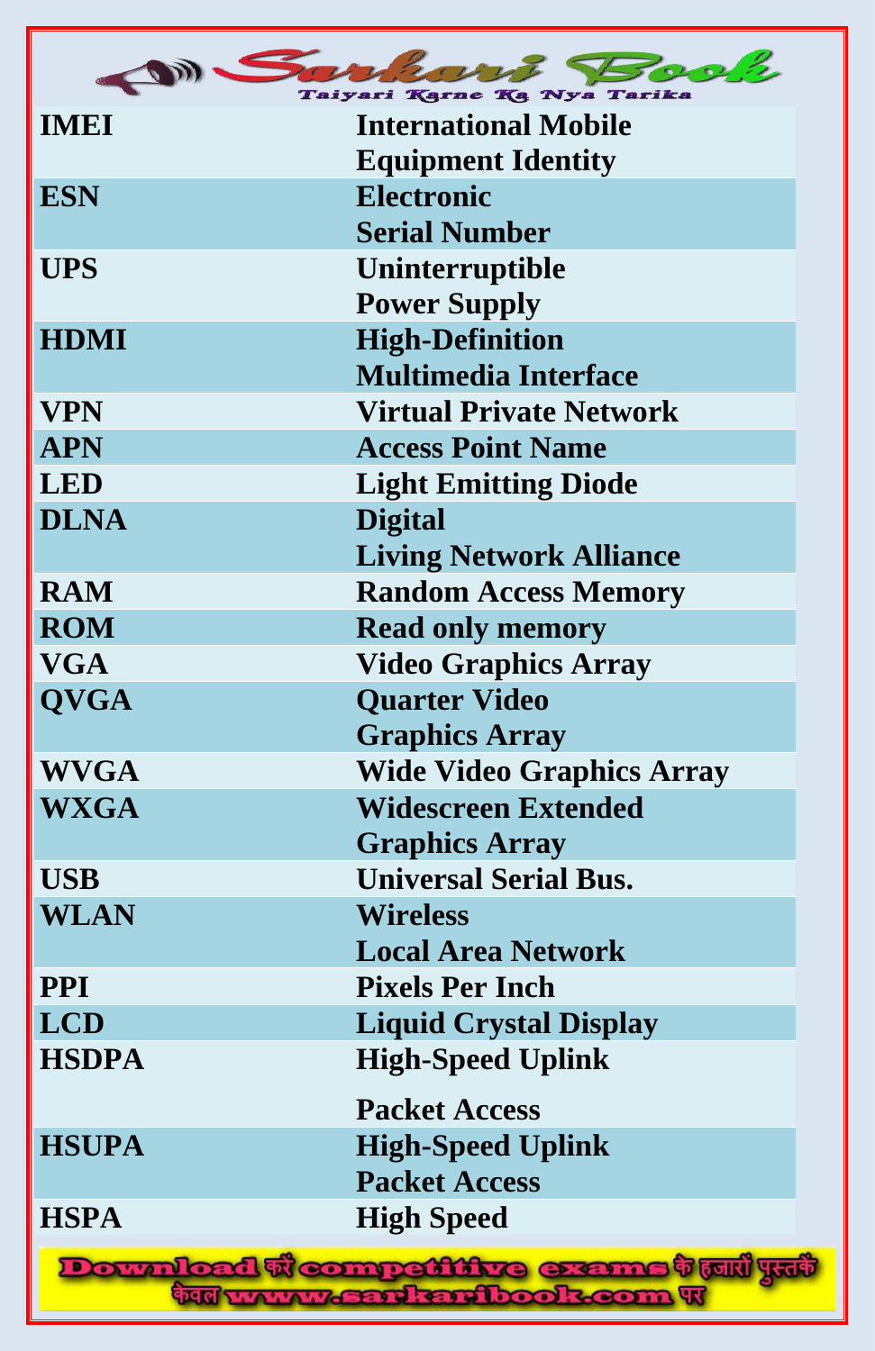| | |
|---|---|
| IMEI | International Mobile Equipment Identity |
| ESN | Electronic Serial Number |
| UPS | Uninterruptible Power Supply |
| HDMI | High-Definition Multimedia Interface |
| VPN | Virtual Private Network |
| APN | Access Point Name |
| LED | Light Emitting Diode |
| DLNA | Digital Living Network Alliance |
| RAM | Random Access Memory |
| ROM | Read only memory |
| VGA | Video Graphics Array |
| QVGA | Quarter Video Graphics Array |
| WVGA | Wide Video Graphics Array |
| WXGA | Widescreen Extended Graphics Array |
| USB | Universal Serial Bus. |
| WLAN | Wireless Local Area Network |
| PPI | Pixels Per Inch |
| LCD | Liquid Crystal Display |
| HSDPA | High-Speed Uplink Packet Access |
| HSUPA | High-Speed Uplink Packet Access |
| HSPA | High Speed |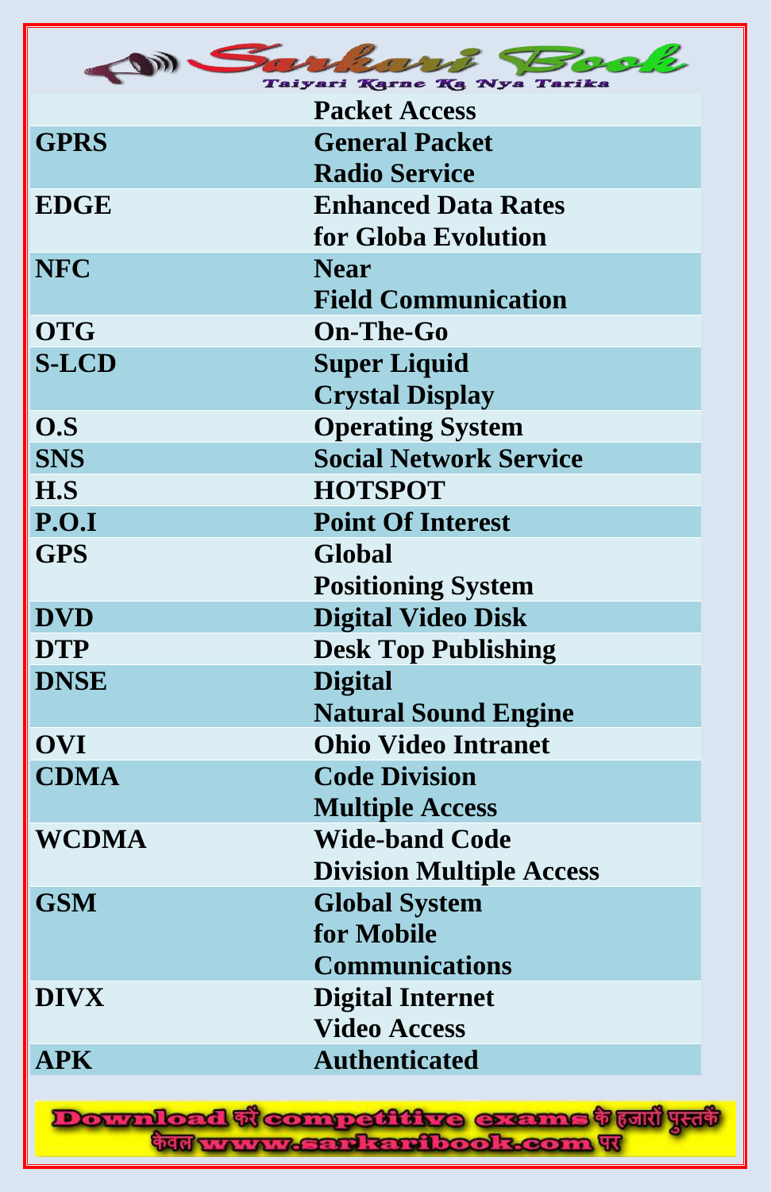| | |
|---|---|
| | Packet Access |
| GPRS | General Packet Radio Service |
| EDGE | Enhanced Data Rates for Globa Evolution |
| NFC | Near Field Communication |
| OTG | On-The-Go |
| S-LCD | Super Liquid Crystal Display |
| O.S | Operating System |
| SNS | Social Network Service |
| H.S | HOTSPOT |
| P.O.I | Point Of Interest |
| GPS | Global Positioning System |
| DVD | Digital Video Disk |
| DTP | Desk Top Publishing |
| DNSE | Digital Natural Sound Engine |
| OVI | Ohio Video Intranet |
| CDMA | Code Division Multiple Access |
| WCDMA | Wide-band Code Division Multiple Access |
| GSM | Global System for Mobile Communications |
| DIVX | Digital Internet Video Access |
| APK | Authenticated |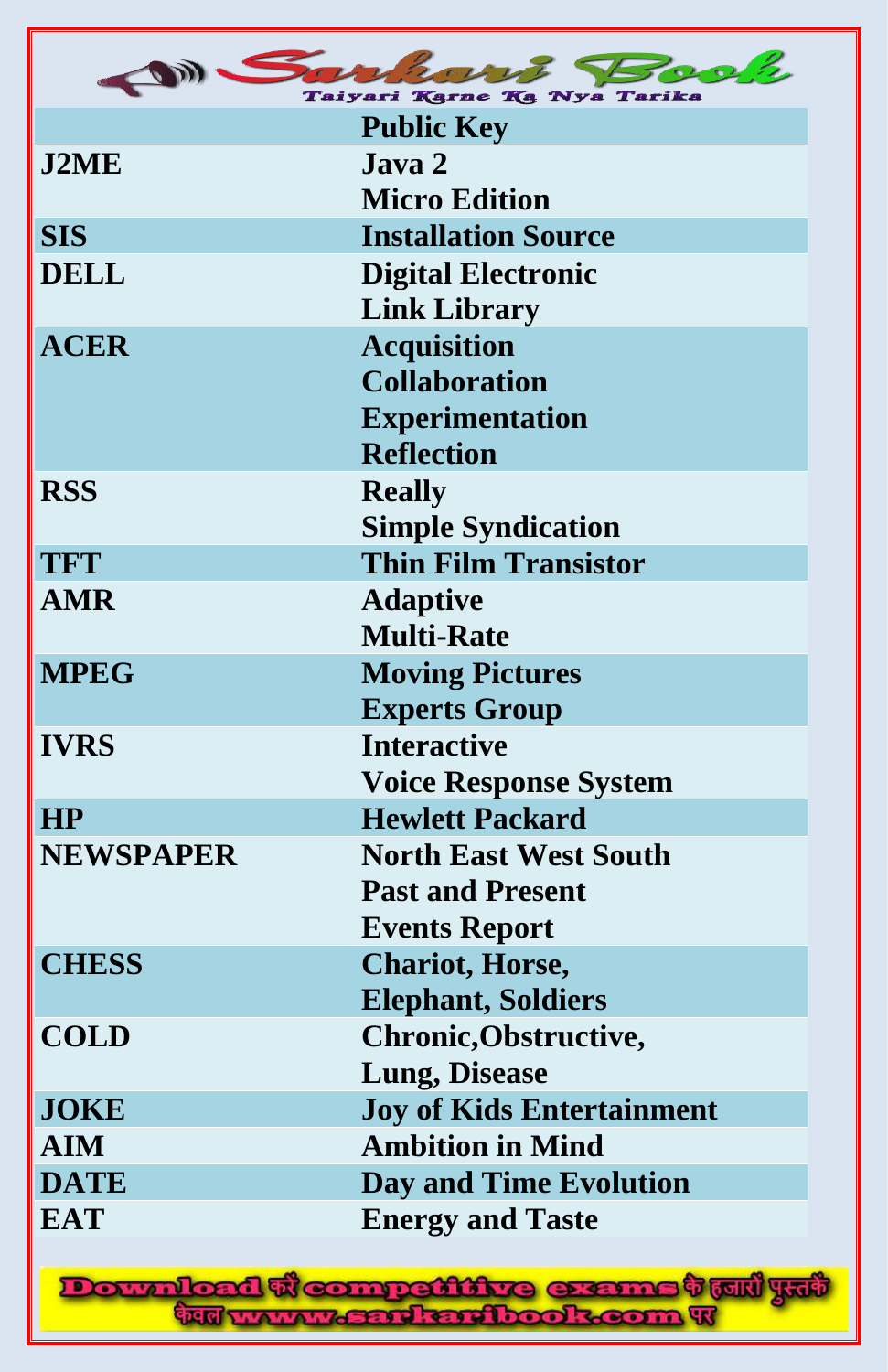| | |
|---|---|
| | Public Key |
| J2ME | Java 2 Micro Edition |
| SIS | Installation Source |
| DELL | Digital Electronic Link Library |
| ACER | Acquisition Collaboration Experimentation Reflection |
| RSS | Really Simple Syndication |
| TFT | Thin Film Transistor |
| AMR | Adaptive Multi-Rate |
| MPEG | Moving Pictures Experts Group |
| IVRS | Interactive Voice Response System |
| HP | Hewlett Packard |
| NEWSPAPER | North East West South Past and Present Events Report |
| CHESS | Chariot, Horse, Elephant, Soldiers |
| COLD | Chronic,Obstructive, Lung, Disease |
| JOKE | Joy of Kids Entertainment |
| AIM | Ambition in Mind |
| DATE | Day and Time Evolution |
| EAT | Energy and Taste |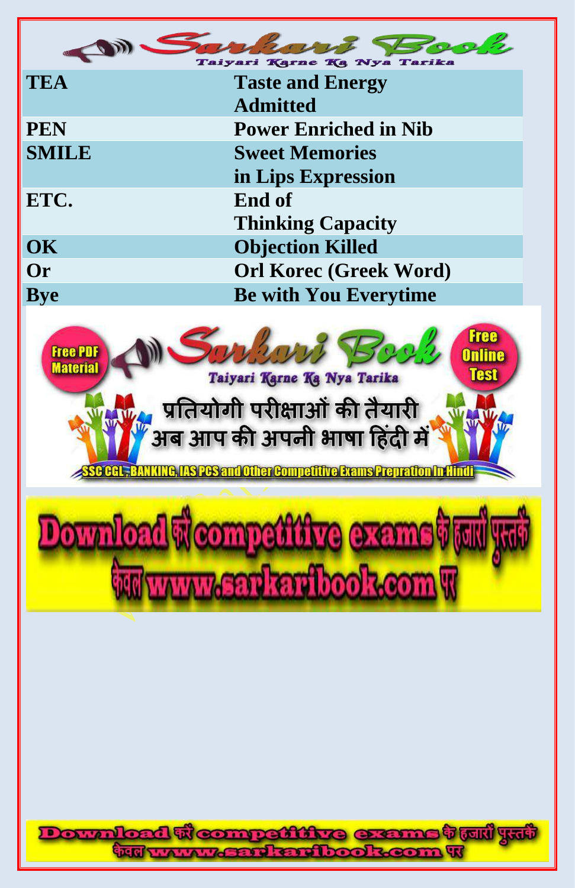| | |
|---|---|
| TEA | Taste and Energy Admitted |
| PEN | Power Enriched in Nib |
| SMILE | Sweet Memories in Lips Expression |
| ETC. | End of Thinking Capacity |
| OK | Objection Killed |
| Or | Orl Korec (Greek Word) |
| Bye | Be with You Everytime |